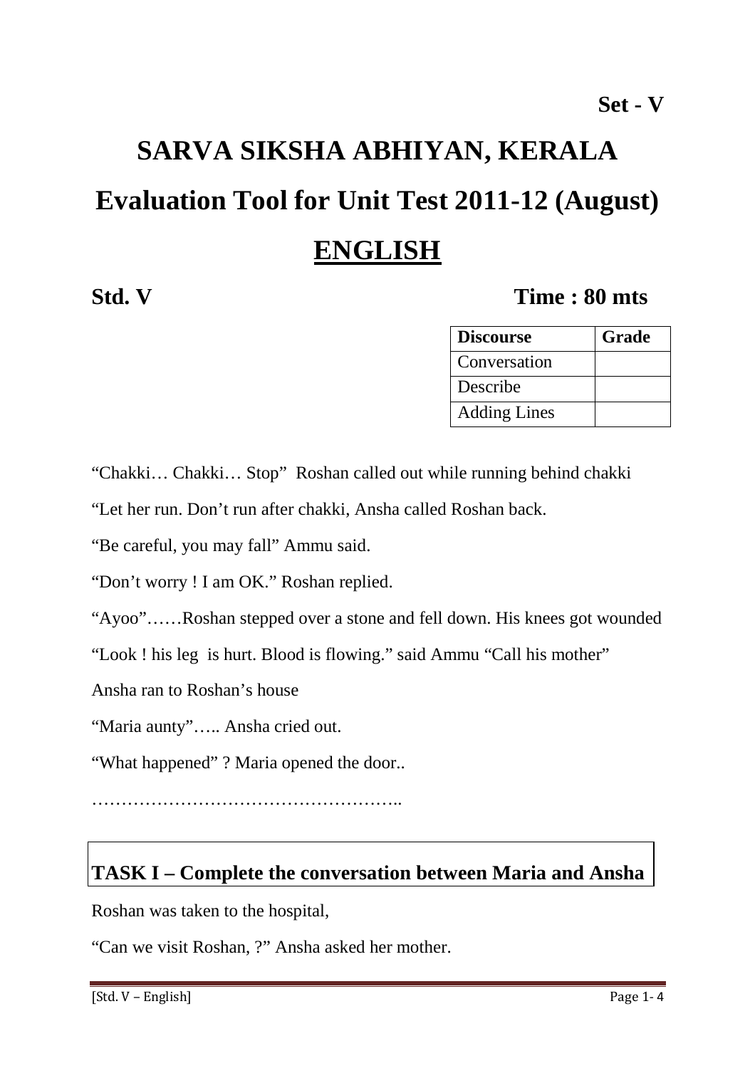**Set - V**

# SARVA SIKSHA ABHIYAN, KERALA

# Evaluation Tool for Unit Test 2011-12 (August)

# ENGLISH

**Std. V** **Time : 80 mts**

| Discourse | Grade |
|---|---|
| Conversation | |
| Describe | |
| Adding Lines | |

"Chakki… Chakki… Stop" Roshan called out while running behind chakki

"Let her run. Don't run after chakki, Ansha called Roshan back.

"Be careful, you may fall" Ammu said.

"Don't worry ! I am OK." Roshan replied.

"Ayoo"……Roshan stepped over a stone and fell down. His knees got wounded

"Look ! his leg is hurt. Blood is flowing." said Ammu "Call his mother"

Ansha ran to Roshan's house

"Maria aunty"….. Ansha cried out.

"What happened" ? Maria opened the door..

……………………………………………..

**TASK I – Complete the conversation between Maria and Ansha**

Roshan was taken to the hospital,

"Can we visit Roshan, ?" Ansha asked her mother.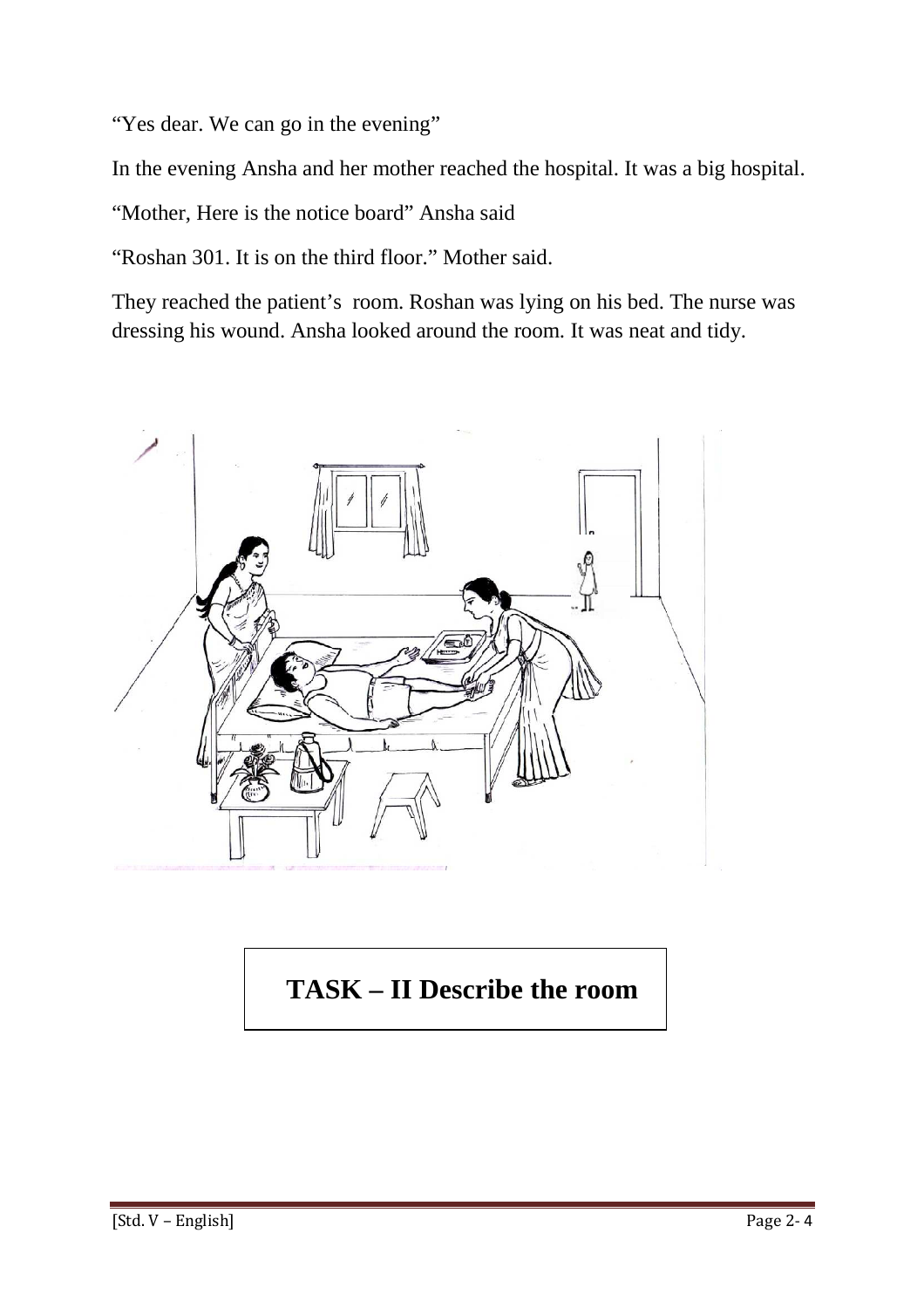"Yes dear. We can go in the evening"

In the evening Ansha and her mother reached the hospital. It was a big hospital.

"Mother, Here is the notice board" Ansha said

"Roshan 301. It is on the third floor." Mother said.

They reached the patient's room. Roshan was lying on his bed. The nurse was dressing his wound. Ansha looked around the room. It was neat and tidy.

**TASK – II Describe the room**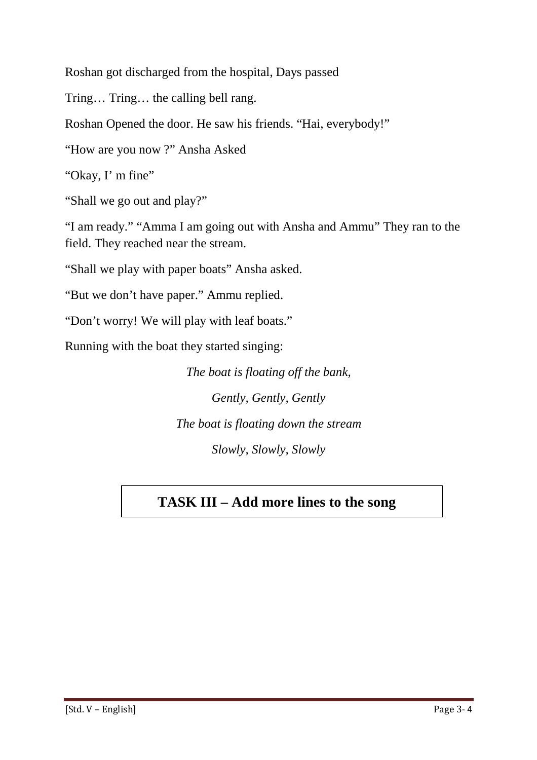Roshan got discharged from the hospital, Days passed

Tring… Tring… the calling bell rang.

Roshan Opened the door. He saw his friends. “Hai, everybody!”

“How are you now ?” Ansha Asked

“Okay, I’ m fine”

“Shall we go out and play?”

“I am ready.” “Amma I am going out with Ansha and Ammu” They ran to the field. They reached near the stream.

“Shall we play with paper boats” Ansha asked.

“But we don’t have paper.” Ammu replied.

“Don’t worry! We will play with leaf boats.”

Running with the boat they started singing:

*The boat is floating off the bank,*

*Gently, Gently, Gently*

*The boat is floating down the stream*

*Slowly, Slowly, Slowly*

**TASK III – Add more lines to the song**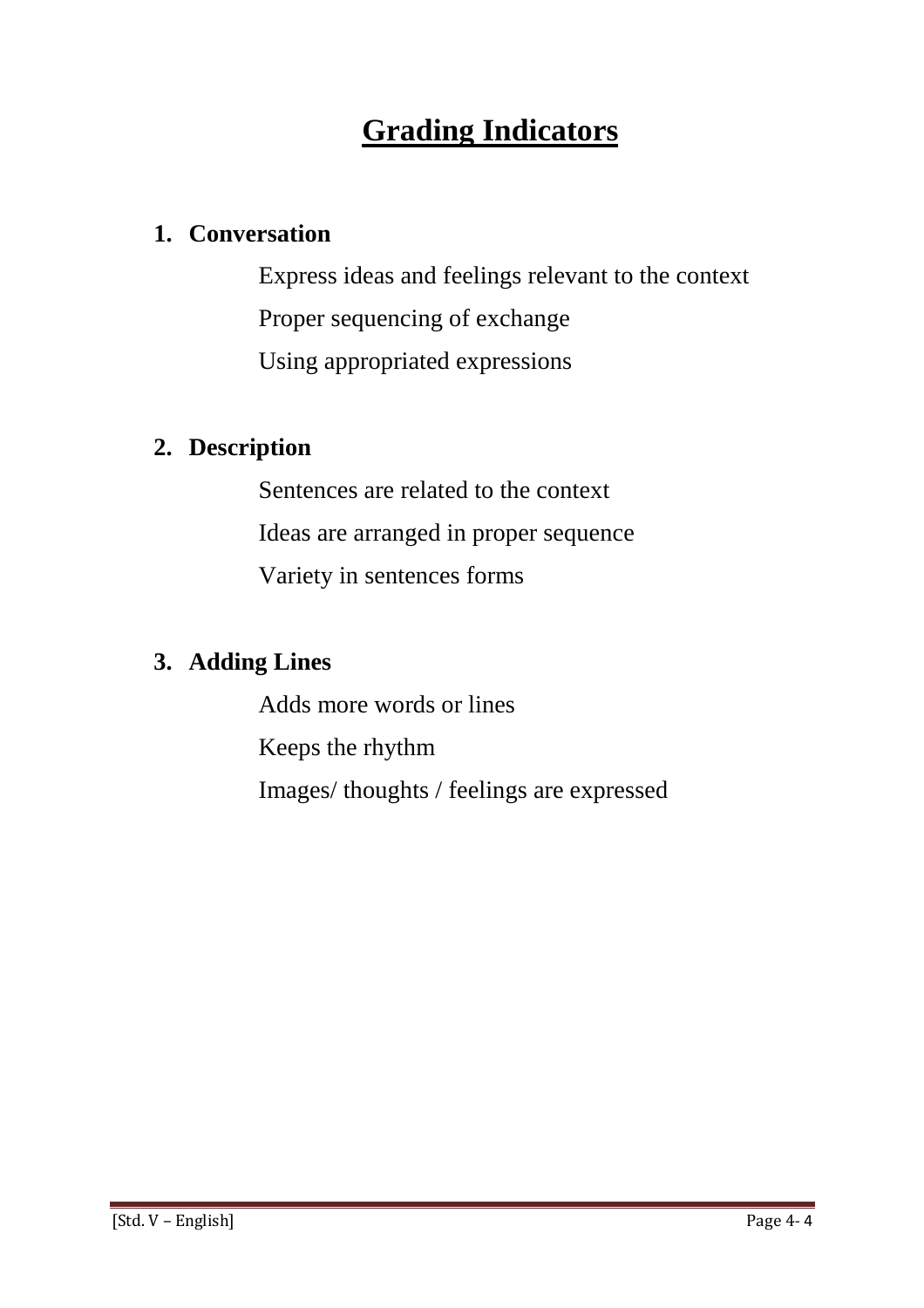# Grading Indicators

1. **Conversation**

    Express ideas and feelings relevant to the context

    Proper sequencing of exchange

    Using appropriated expressions

2. **Description**

    Sentences are related to the context

    Ideas are arranged in proper sequence

    Variety in sentences forms

3. **Adding Lines**

    Adds more words or lines

    Keeps the rhythm

    Images/ thoughts / feelings are expressed